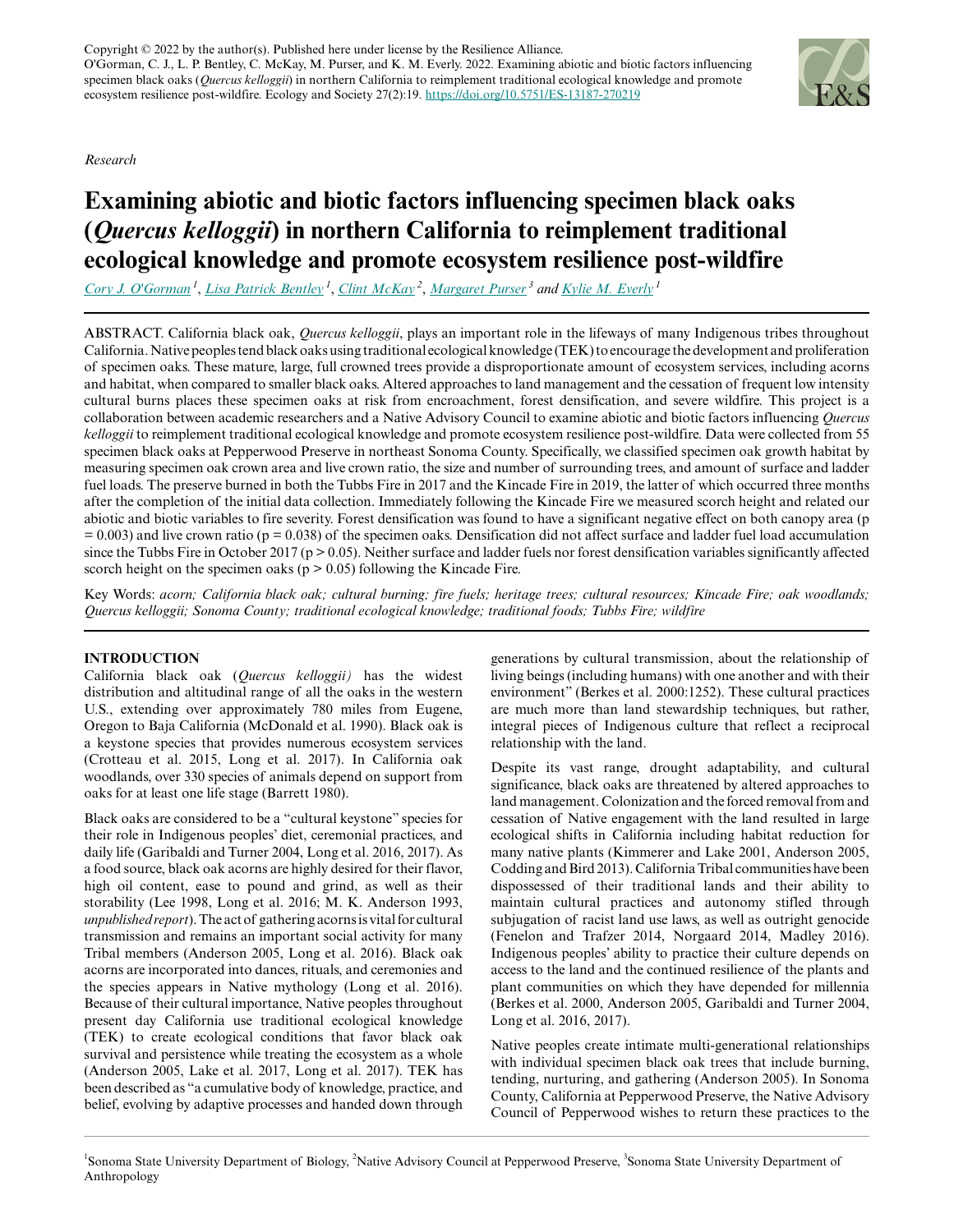Copyright © 2022 by the author(s). Published here under license by the Resilience Alliance.
O'Gorman, C. J., L. P. Bentley, C. McKay, M. Purser, and K. M. Everly. 2022. Examining abiotic and biotic factors influencing specimen black oaks (*Quercus kelloggii*) in northern California to reimplement traditional ecological knowledge and promote ecosystem resilience post-wildfire. Ecology and Society 27(2):19. https://doi.org/10.5751/ES-13187-270219

*Research*

# Examining abiotic and biotic factors influencing specimen black oaks (*Quercus kelloggii*) in northern California to reimplement traditional ecological knowledge and promote ecosystem resilience post-wildfire

*Cory J. O'Gorman* [1], *Lisa Patrick Bentley* [1], *Clint McKay* [2], *Margaret Purser* [3] and *Kylie M. Everly* [1]

ABSTRACT. California black oak, *Quercus kelloggii*, plays an important role in the lifeways of many Indigenous tribes throughout California. Native peoples tend black oaks using traditional ecological knowledge (TEK) to encourage the development and proliferation of specimen oaks. These mature, large, full crowned trees provide a disproportionate amount of ecosystem services, including acorns and habitat, when compared to smaller black oaks. Altered approaches to land management and the cessation of frequent low intensity cultural burns places these specimen oaks at risk from encroachment, forest densification, and severe wildfire. This project is a collaboration between academic researchers and a Native Advisory Council to examine abiotic and biotic factors influencing *Quercus kelloggii* to reimplement traditional ecological knowledge and promote ecosystem resilience post-wildfire. Data were collected from 55 specimen black oaks at Pepperwood Preserve in northeast Sonoma County. Specifically, we classified specimen oak growth habitat by measuring specimen oak crown area and live crown ratio, the size and number of surrounding trees, and amount of surface and ladder fuel loads. The preserve burned in both the Tubbs Fire in 2017 and the Kincade Fire in 2019, the latter of which occurred three months after the completion of the initial data collection. Immediately following the Kincade Fire we measured scorch height and related our abiotic and biotic variables to fire severity. Forest densification was found to have a significant negative effect on both canopy area ($p = 0.003$) and live crown ratio ($p = 0.038$) of the specimen oaks. Densification did not affect surface and ladder fuel load accumulation since the Tubbs Fire in October 2017 ($p > 0.05$). Neither surface and ladder fuels nor forest densification variables significantly affected scorch height on the specimen oaks ($p > 0.05$) following the Kincade Fire.

Key Words: *acorn; California black oak; cultural burning; fire fuels; heritage trees; cultural resources; Kincade Fire; oak woodlands; Quercus kelloggii; Sonoma County; traditional ecological knowledge; traditional foods; Tubbs Fire; wildfire*

## INTRODUCTION

California black oak (*Quercus kelloggii)* has the widest distribution and altitudinal range of all the oaks in the western U.S., extending over approximately 780 miles from Eugene, Oregon to Baja California (McDonald et al. 1990). Black oak is a keystone species that provides numerous ecosystem services (Crotteau et al. 2015, Long et al. 2017). In California oak woodlands, over 330 species of animals depend on support from oaks for at least one life stage (Barrett 1980).

Black oaks are considered to be a "cultural keystone" species for their role in Indigenous peoples' diet, ceremonial practices, and daily life (Garibaldi and Turner 2004, Long et al. 2016, 2017). As a food source, black oak acorns are highly desired for their flavor, high oil content, ease to pound and grind, as well as their storability (Lee 1998, Long et al. 2016; M. K. Anderson 1993, *unpublished report*). The act of gathering acorns is vital for cultural transmission and remains an important social activity for many Tribal members (Anderson 2005, Long et al. 2016). Black oak acorns are incorporated into dances, rituals, and ceremonies and the species appears in Native mythology (Long et al. 2016). Because of their cultural importance, Native peoples throughout present day California use traditional ecological knowledge (TEK) to create ecological conditions that favor black oak survival and persistence while treating the ecosystem as a whole (Anderson 2005, Lake et al. 2017, Long et al. 2017). TEK has been described as "a cumulative body of knowledge, practice, and belief, evolving by adaptive processes and handed down through generations by cultural transmission, about the relationship of living beings (including humans) with one another and with their environment" (Berkes et al. 2000:1252). These cultural practices are much more than land stewardship techniques, but rather, integral pieces of Indigenous culture that reflect a reciprocal relationship with the land.

Despite its vast range, drought adaptability, and cultural significance, black oaks are threatened by altered approaches to land management. Colonization and the forced removal from and cessation of Native engagement with the land resulted in large ecological shifts in California including habitat reduction for many native plants (Kimmerer and Lake 2001, Anderson 2005, Codding and Bird 2013). California Tribal communities have been dispossessed of their traditional lands and their ability to maintain cultural practices and autonomy stifled through subjugation of racist land use laws, as well as outright genocide (Fenelon and Trafzer 2014, Norgaard 2014, Madley 2016). Indigenous peoples' ability to practice their culture depends on access to the land and the continued resilience of the plants and plant communities on which they have depended for millennia (Berkes et al. 2000, Anderson 2005, Garibaldi and Turner 2004, Long et al. 2016, 2017).

Native peoples create intimate multi-generational relationships with individual specimen black oak trees that include burning, tending, nurturing, and gathering (Anderson 2005). In Sonoma County, California at Pepperwood Preserve, the Native Advisory Council of Pepperwood wishes to return these practices to the

[1] Sonoma State University Department of Biology, [2] Native Advisory Council at Pepperwood Preserve, [3] Sonoma State University Department of Anthropology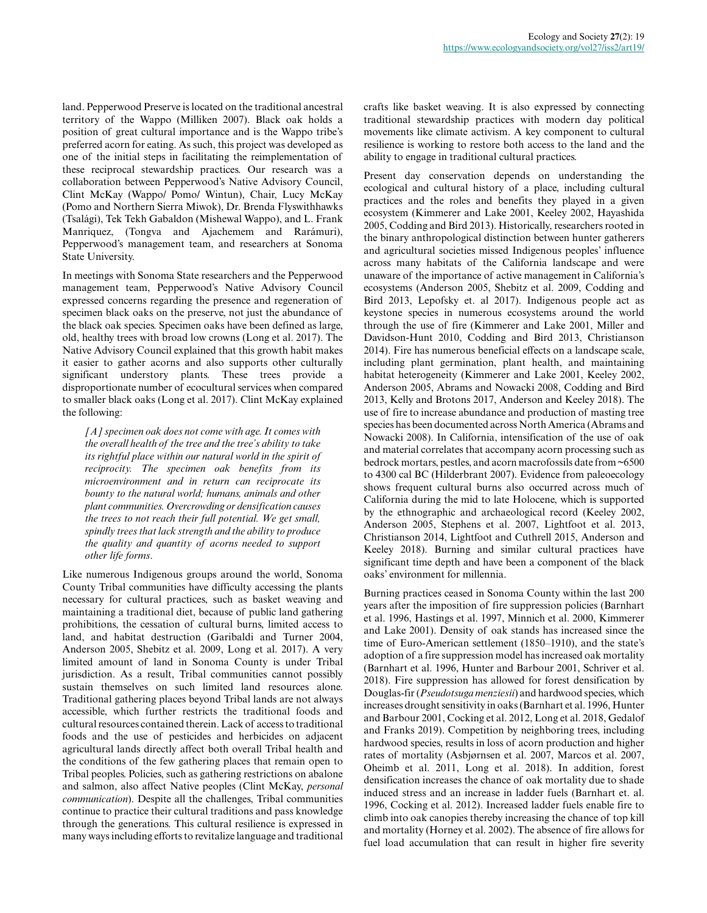land. Pepperwood Preserve is located on the traditional ancestral territory of the Wappo (Milliken 2007). Black oak holds a position of great cultural importance and is the Wappo tribe's preferred acorn for eating. As such, this project was developed as one of the initial steps in facilitating the reimplementation of these reciprocal stewardship practices. Our research was a collaboration between Pepperwood's Native Advisory Council, Clint McKay (Wappo/ Pomo/ Wintun), Chair, Lucy McKay (Pomo and Northern Sierra Miwok), Dr. Brenda Flyswithhawks (Tsalági), Tek Tekh Gabaldon (Mishewal Wappo), and L. Frank Manriquez, (Tongva and Ajachemem and Rarámuri), Pepperwood's management team, and researchers at Sonoma State University.

In meetings with Sonoma State researchers and the Pepperwood management team, Pepperwood's Native Advisory Council expressed concerns regarding the presence and regeneration of specimen black oaks on the preserve, not just the abundance of the black oak species. Specimen oaks have been defined as large, old, healthy trees with broad low crowns (Long et al. 2017). The Native Advisory Council explained that this growth habit makes it easier to gather acorns and also supports other culturally significant understory plants. These trees provide a disproportionate number of ecocultural services when compared to smaller black oaks (Long et al. 2017). Clint McKay explained the following:

> *[A] specimen oak does not come with age. It comes with the overall health of the tree and the tree's ability to take its rightful place within our natural world in the spirit of reciprocity. The specimen oak benefits from its microenvironment and in return can reciprocate its bounty to the natural world; humans, animals and other plant communities. Overcrowding or densification causes the trees to not reach their full potential. We get small, spindly trees that lack strength and the ability to produce the quality and quantity of acorns needed to support other life forms.*

Like numerous Indigenous groups around the world, Sonoma County Tribal communities have difficulty accessing the plants necessary for cultural practices, such as basket weaving and maintaining a traditional diet, because of public land gathering prohibitions, the cessation of cultural burns, limited access to land, and habitat destruction (Garibaldi and Turner 2004, Anderson 2005, Shebitz et al. 2009, Long et al. 2017). A very limited amount of land in Sonoma County is under Tribal jurisdiction. As a result, Tribal communities cannot possibly sustain themselves on such limited land resources alone. Traditional gathering places beyond Tribal lands are not always accessible, which further restricts the traditional foods and cultural resources contained therein. Lack of access to traditional foods and the use of pesticides and herbicides on adjacent agricultural lands directly affect both overall Tribal health and the conditions of the few gathering places that remain open to Tribal peoples. Policies, such as gathering restrictions on abalone and salmon, also affect Native peoples (Clint McKay, *personal communication*). Despite all the challenges, Tribal communities continue to practice their cultural traditions and pass knowledge through the generations. This cultural resilience is expressed in many ways including efforts to revitalize language and traditional crafts like basket weaving. It is also expressed by connecting traditional stewardship practices with modern day political movements like climate activism. A key component to cultural resilience is working to restore both access to the land and the ability to engage in traditional cultural practices.

Present day conservation depends on understanding the ecological and cultural history of a place, including cultural practices and the roles and benefits they played in a given ecosystem (Kimmerer and Lake 2001, Keeley 2002, Hayashida 2005, Codding and Bird 2013). Historically, researchers rooted in the binary anthropological distinction between hunter gatherers and agricultural societies missed Indigenous peoples' influence across many habitats of the California landscape and were unaware of the importance of active management in California's ecosystems (Anderson 2005, Shebitz et al. 2009, Codding and Bird 2013, Lepofsky et. al 2017). Indigenous people act as keystone species in numerous ecosystems around the world through the use of fire (Kimmerer and Lake 2001, Miller and Davidson-Hunt 2010, Codding and Bird 2013, Christianson 2014). Fire has numerous beneficial effects on a landscape scale, including plant germination, plant health, and maintaining habitat heterogeneity (Kimmerer and Lake 2001, Keeley 2002, Anderson 2005, Abrams and Nowacki 2008, Codding and Bird 2013, Kelly and Brotons 2017, Anderson and Keeley 2018). The use of fire to increase abundance and production of masting tree species has been documented across North America (Abrams and Nowacki 2008). In California, intensification of the use of oak and material correlates that accompany acorn processing such as bedrock mortars, pestles, and acorn macrofossils date from ~6500 to 4300 cal BC (Hilderbrandt 2007). Evidence from paleoecology shows frequent cultural burns also occurred across much of California during the mid to late Holocene, which is supported by the ethnographic and archaeological record (Keeley 2002, Anderson 2005, Stephens et al. 2007, Lightfoot et al. 2013, Christianson 2014, Lightfoot and Cuthrell 2015, Anderson and Keeley 2018). Burning and similar cultural practices have significant time depth and have been a component of the black oaks' environment for millennia.

Burning practices ceased in Sonoma County within the last 200 years after the imposition of fire suppression policies (Barnhart et al. 1996, Hastings et al. 1997, Minnich et al. 2000, Kimmerer and Lake 2001). Density of oak stands has increased since the time of Euro-American settlement (1850–1910), and the state's adoption of a fire suppression model has increased oak mortality (Barnhart et al. 1996, Hunter and Barbour 2001, Schriver et al. 2018). Fire suppression has allowed for forest densification by Douglas-fir (*Pseudotsuga menziesii*) and hardwood species, which increases drought sensitivity in oaks (Barnhart et al. 1996, Hunter and Barbour 2001, Cocking et al. 2012, Long et al. 2018, Gedalof and Franks 2019). Competition by neighboring trees, including hardwood species, results in loss of acorn production and higher rates of mortality (Asbjørnsen et al. 2007, Marcos et al. 2007, Oheimb et al. 2011, Long et al. 2018). In addition, forest densification increases the chance of oak mortality due to shade induced stress and an increase in ladder fuels (Barnhart et. al. 1996, Cocking et al. 2012). Increased ladder fuels enable fire to climb into oak canopies thereby increasing the chance of top kill and mortality (Horney et al. 2002). The absence of fire allows for fuel load accumulation that can result in higher fire severity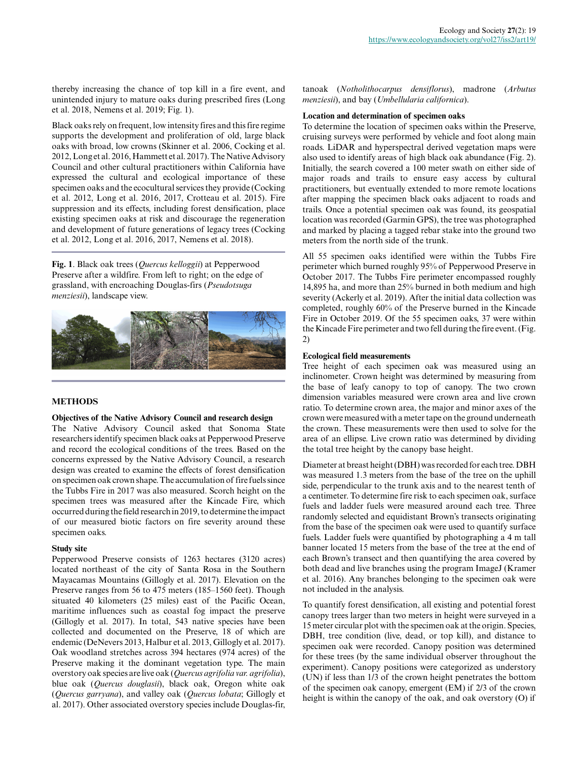thereby increasing the chance of top kill in a fire event, and unintended injury to mature oaks during prescribed fires (Long et al. 2018, Nemens et al. 2019; Fig. 1).

Black oaks rely on frequent, low intensity fires and this fire regime supports the development and proliferation of old, large black oaks with broad, low crowns (Skinner et al. 2006, Cocking et al. 2012, Long et al. 2016, Hammett et al. 2017). The Native Advisory Council and other cultural practitioners within California have expressed the cultural and ecological importance of these specimen oaks and the ecocultural services they provide (Cocking et al. 2012, Long et al. 2016, 2017, Crotteau et al. 2015). Fire suppression and its effects, including forest densification, place existing specimen oaks at risk and discourage the regeneration and development of future generations of legacy trees (Cocking et al. 2012, Long et al. 2016, 2017, Nemens et al. 2018).

**Fig. 1**. Black oak trees (*Quercus kelloggii*) at Pepperwood Preserve after a wildfire. From left to right; on the edge of grassland, with encroaching Douglas-firs (*Pseudotsuga menziesii*), landscape view.

## METHODS

### Objectives of the Native Advisory Council and research design

The Native Advisory Council asked that Sonoma State researchers identify specimen black oaks at Pepperwood Preserve and record the ecological conditions of the trees. Based on the concerns expressed by the Native Advisory Council, a research design was created to examine the effects of forest densification on specimen oak crown shape. The accumulation of fire fuels since the Tubbs Fire in 2017 was also measured. Scorch height on the specimen trees was measured after the Kincade Fire, which occurred during the field research in 2019, to determine the impact of our measured biotic factors on fire severity around these specimen oaks.

### Study site

Pepperwood Preserve consists of 1263 hectares (3120 acres) located northeast of the city of Santa Rosa in the Southern Mayacamas Mountains (Gillogly et al. 2017). Elevation on the Preserve ranges from 56 to 475 meters (185–1560 feet). Though situated 40 kilometers (25 miles) east of the Pacific Ocean, maritime influences such as coastal fog impact the preserve (Gillogly et al. 2017). In total, 543 native species have been collected and documented on the Preserve, 18 of which are endemic (DeNevers 2013, Halbur et al. 2013, Gillogly et al. 2017). Oak woodland stretches across 394 hectares (974 acres) of the Preserve making it the dominant vegetation type. The main overstory oak species are live oak (*Quercus agrifolia var. agrifolia*), blue oak (*Quercus douglasii*), black oak, Oregon white oak (*Quercus garryana*), and valley oak (*Quercus lobata*; Gillogly et al. 2017). Other associated overstory species include Douglas-fir, tanoak (*Notholithocarpus densiflorus*), madrone (*Arbutus menziesii*), and bay (*Umbellularia californica*).

### Location and determination of specimen oaks

To determine the location of specimen oaks within the Preserve, cruising surveys were performed by vehicle and foot along main roads. LiDAR and hyperspectral derived vegetation maps were also used to identify areas of high black oak abundance (Fig. 2). Initially, the search covered a 100 meter swath on either side of major roads and trails to ensure easy access by cultural practitioners, but eventually extended to more remote locations after mapping the specimen black oaks adjacent to roads and trails. Once a potential specimen oak was found, its geospatial location was recorded (Garmin GPS), the tree was photographed and marked by placing a tagged rebar stake into the ground two meters from the north side of the trunk.

All 55 specimen oaks identified were within the Tubbs Fire perimeter which burned roughly 95% of Pepperwood Preserve in October 2017. The Tubbs Fire perimeter encompassed roughly 14,895 ha, and more than 25% burned in both medium and high severity (Ackerly et al. 2019). After the initial data collection was completed, roughly 60% of the Preserve burned in the Kincade Fire in October 2019. Of the 55 specimen oaks, 37 were within the Kincade Fire perimeter and two fell during the fire event. (Fig. 2)

### Ecological field measurements

Tree height of each specimen oak was measured using an inclinometer. Crown height was determined by measuring from the base of leafy canopy to top of canopy. The two crown dimension variables measured were crown area and live crown ratio. To determine crown area, the major and minor axes of the crown were measured with a meter tape on the ground underneath the crown. These measurements were then used to solve for the area of an ellipse. Live crown ratio was determined by dividing the total tree height by the canopy base height.

Diameter at breast height (DBH) was recorded for each tree. DBH was measured 1.3 meters from the base of the tree on the uphill side, perpendicular to the trunk axis and to the nearest tenth of a centimeter. To determine fire risk to each specimen oak, surface fuels and ladder fuels were measured around each tree. Three randomly selected and equidistant Brown's transects originating from the base of the specimen oak were used to quantify surface fuels. Ladder fuels were quantified by photographing a 4 m tall banner located 15 meters from the base of the tree at the end of each Brown's transect and then quantifying the area covered by both dead and live branches using the program ImageJ (Kramer et al. 2016). Any branches belonging to the specimen oak were not included in the analysis.

To quantify forest densification, all existing and potential forest canopy trees larger than two meters in height were surveyed in a 15 meter circular plot with the specimen oak at the origin. Species, DBH, tree condition (live, dead, or top kill), and distance to specimen oak were recorded. Canopy position was determined for these trees (by the same individual observer throughout the experiment). Canopy positions were categorized as understory (UN) if less than 1/3 of the crown height penetrates the bottom of the specimen oak canopy, emergent (EM) if 2/3 of the crown height is within the canopy of the oak, and oak overstory (O) if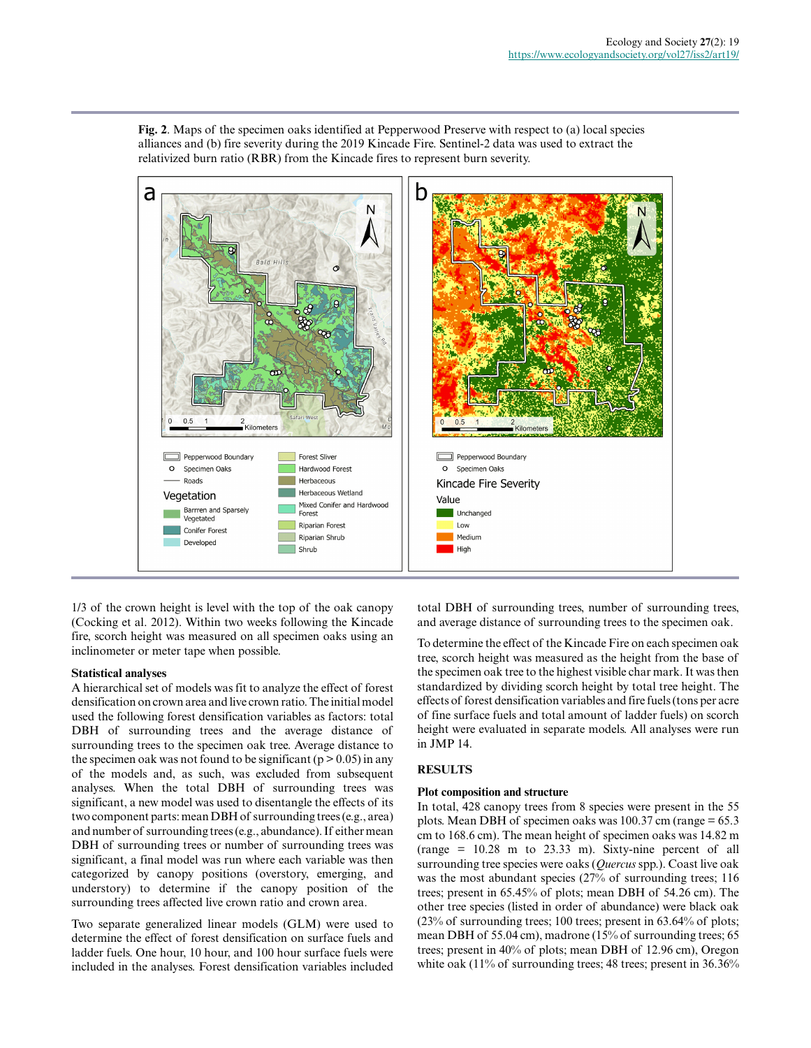**Fig. 2**. Maps of the specimen oaks identified at Pepperwood Preserve with respect to (a) local species alliances and (b) fire severity during the 2019 Kincade Fire. Sentinel-2 data was used to extract the relativized burn ratio (RBR) from the Kincade fires to represent burn severity.

1/3 of the crown height is level with the top of the oak canopy (Cocking et al. 2012). Within two weeks following the Kincade fire, scorch height was measured on all specimen oaks using an inclinometer or meter tape when possible.

### Statistical analyses

A hierarchical set of models was fit to analyze the effect of forest densification on crown area and live crown ratio. The initial model used the following forest densification variables as factors: total DBH of surrounding trees and the average distance of surrounding trees to the specimen oak tree. Average distance to the specimen oak was not found to be significant ($p > 0.05$) in any of the models and, as such, was excluded from subsequent analyses. When the total DBH of surrounding trees was significant, a new model was used to disentangle the effects of its two component parts: mean DBH of surrounding trees (e.g., area) and number of surrounding trees (e.g., abundance). If either mean DBH of surrounding trees or number of surrounding trees was significant, a final model was run where each variable was then categorized by canopy positions (overstory, emerging, and understory) to determine if the canopy position of the surrounding trees affected live crown ratio and crown area.

Two separate generalized linear models (GLM) were used to determine the effect of forest densification on surface fuels and ladder fuels. One hour, 10 hour, and 100 hour surface fuels were included in the analyses. Forest densification variables included total DBH of surrounding trees, number of surrounding trees, and average distance of surrounding trees to the specimen oak.

To determine the effect of the Kincade Fire on each specimen oak tree, scorch height was measured as the height from the base of the specimen oak tree to the highest visible char mark. It was then standardized by dividing scorch height by total tree height. The effects of forest densification variables and fire fuels (tons per acre of fine surface fuels and total amount of ladder fuels) on scorch height were evaluated in separate models. All analyses were run in JMP 14.

## RESULTS

### Plot composition and structure

In total, 428 canopy trees from 8 species were present in the 55 plots. Mean DBH of specimen oaks was 100.37 cm (range = 65.3 cm to 168.6 cm). The mean height of specimen oaks was 14.82 m (range = 10.28 m to 23.33 m). Sixty-nine percent of all surrounding tree species were oaks (*Quercus* spp.). Coast live oak was the most abundant species (27% of surrounding trees; 116 trees; present in 65.45% of plots; mean DBH of 54.26 cm). The other tree species (listed in order of abundance) were black oak (23% of surrounding trees; 100 trees; present in 63.64% of plots; mean DBH of 55.04 cm), madrone (15% of surrounding trees; 65 trees; present in 40% of plots; mean DBH of 12.96 cm), Oregon white oak (11% of surrounding trees; 48 trees; present in 36.36%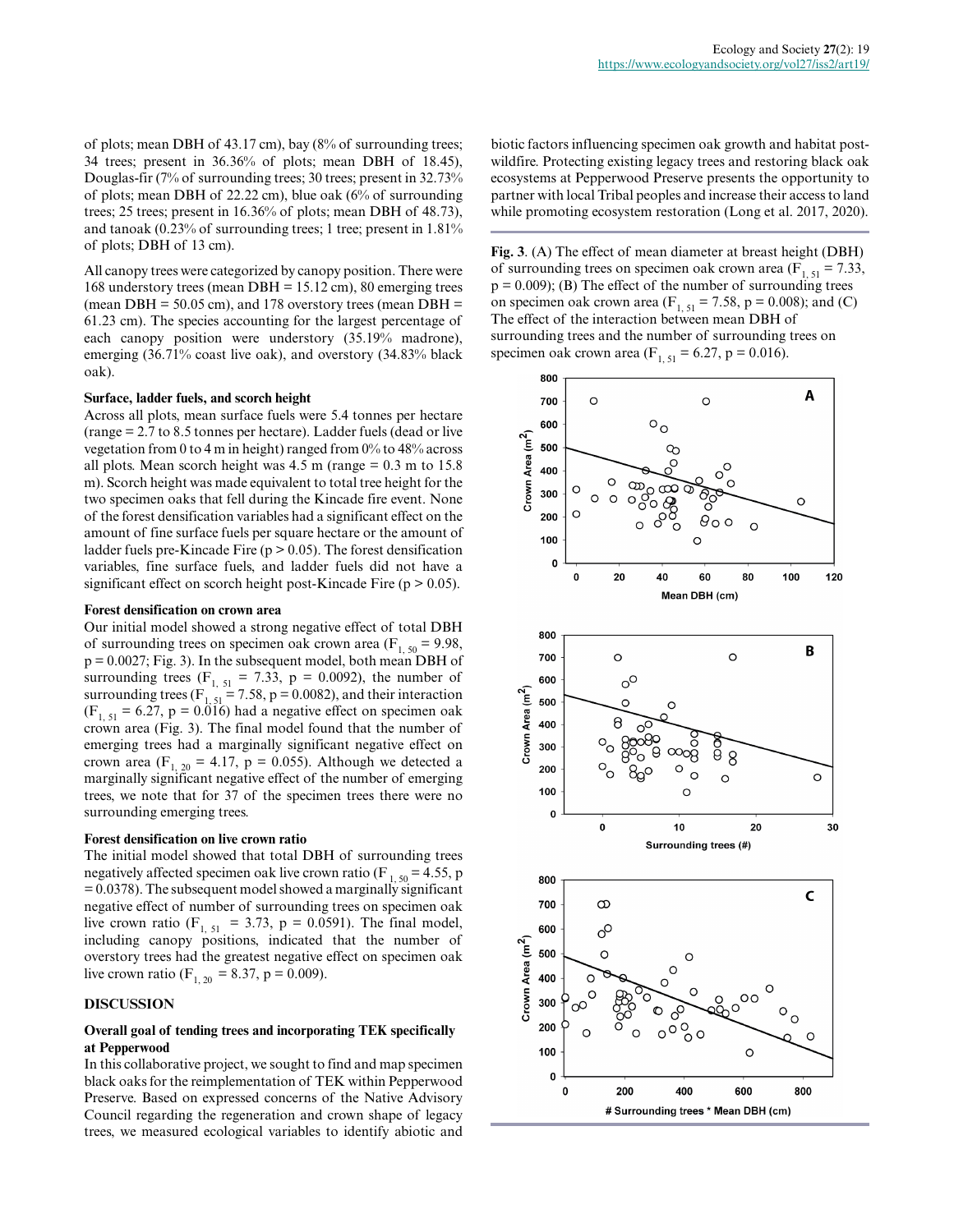of plots; mean DBH of 43.17 cm), bay (8% of surrounding trees; 34 trees; present in 36.36% of plots; mean DBH of 18.45), Douglas-fir (7% of surrounding trees; 30 trees; present in 32.73% of plots; mean DBH of 22.22 cm), blue oak (6% of surrounding trees; 25 trees; present in 16.36% of plots; mean DBH of 48.73), and tanoak (0.23% of surrounding trees; 1 tree; present in 1.81% of plots; DBH of 13 cm).

All canopy trees were categorized by canopy position. There were 168 understory trees (mean DBH = 15.12 cm), 80 emerging trees (mean DBH = 50.05 cm), and 178 overstory trees (mean DBH = 61.23 cm). The species accounting for the largest percentage of each canopy position were understory (35.19% madrone), emerging (36.71% coast live oak), and overstory (34.83% black oak).

### Surface, ladder fuels, and scorch height

Across all plots, mean surface fuels were 5.4 tonnes per hectare (range = 2.7 to 8.5 tonnes per hectare). Ladder fuels (dead or live vegetation from 0 to 4 m in height) ranged from 0% to 48% across all plots. Mean scorch height was 4.5 m (range = 0.3 m to 15.8 m). Scorch height was made equivalent to total tree height for the two specimen oaks that fell during the Kincade fire event. None of the forest densification variables had a significant effect on the amount of fine surface fuels per square hectare or the amount of ladder fuels pre-Kincade Fire ($p > 0.05$). The forest densification variables, fine surface fuels, and ladder fuels did not have a significant effect on scorch height post-Kincade Fire ($p > 0.05$).

### Forest densification on crown area

Our initial model showed a strong negative effect of total DBH of surrounding trees on specimen oak crown area ($F_{1, 50} = 9.98$, $p = 0.0027$; Fig. 3). In the subsequent model, both mean DBH of surrounding trees ($F_{1, 51} = 7.33$, $p = 0.0092$), the number of surrounding trees ($F_{1, 51} = 7.58$, $p = 0.0082$), and their interaction ($F_{1, 51} = 6.27$, $p = 0.016$) had a negative effect on specimen oak crown area (Fig. 3). The final model found that the number of emerging trees had a marginally significant negative effect on crown area ($F_{1, 20} = 4.17$, $p = 0.055$). Although we detected a marginally significant negative effect of the number of emerging trees, we note that for 37 of the specimen trees there were no surrounding emerging trees.

### Forest densification on live crown ratio

The initial model showed that total DBH of surrounding trees negatively affected specimen oak live crown ratio ($F_{1, 50} = 4.55$, $p = 0.0378$). The subsequent model showed a marginally significant negative effect of number of surrounding trees on specimen oak live crown ratio ($F_{1, 51} = 3.73$, $p = 0.0591$). The final model, including canopy positions, indicated that the number of overstory trees had the greatest negative effect on specimen oak live crown ratio ($F_{1, 20} = 8.37$, $p = 0.009$).

## DISCUSSION

### Overall goal of tending trees and incorporating TEK specifically at Pepperwood

In this collaborative project, we sought to find and map specimen black oaks for the reimplementation of TEK within Pepperwood Preserve. Based on expressed concerns of the Native Advisory Council regarding the regeneration and crown shape of legacy trees, we measured ecological variables to identify abiotic and biotic factors influencing specimen oak growth and habitat post-wildfire. Protecting existing legacy trees and restoring black oak ecosystems at Pepperwood Preserve presents the opportunity to partner with local Tribal peoples and increase their access to land while promoting ecosystem restoration (Long et al. 2017, 2020).

**Fig. 3**. (A) The effect of mean diameter at breast height (DBH) of surrounding trees on specimen oak crown area ($F_{1, 51} = 7.33$, $p = 0.009$); (B) The effect of the number of surrounding trees on specimen oak crown area ($F_{1, 51} = 7.58$, $p = 0.008$); and (C) The effect of the interaction between mean DBH of surrounding trees and the number of surrounding trees on specimen oak crown area ($F_{1, 51} = 6.27$, $p = 0.016$).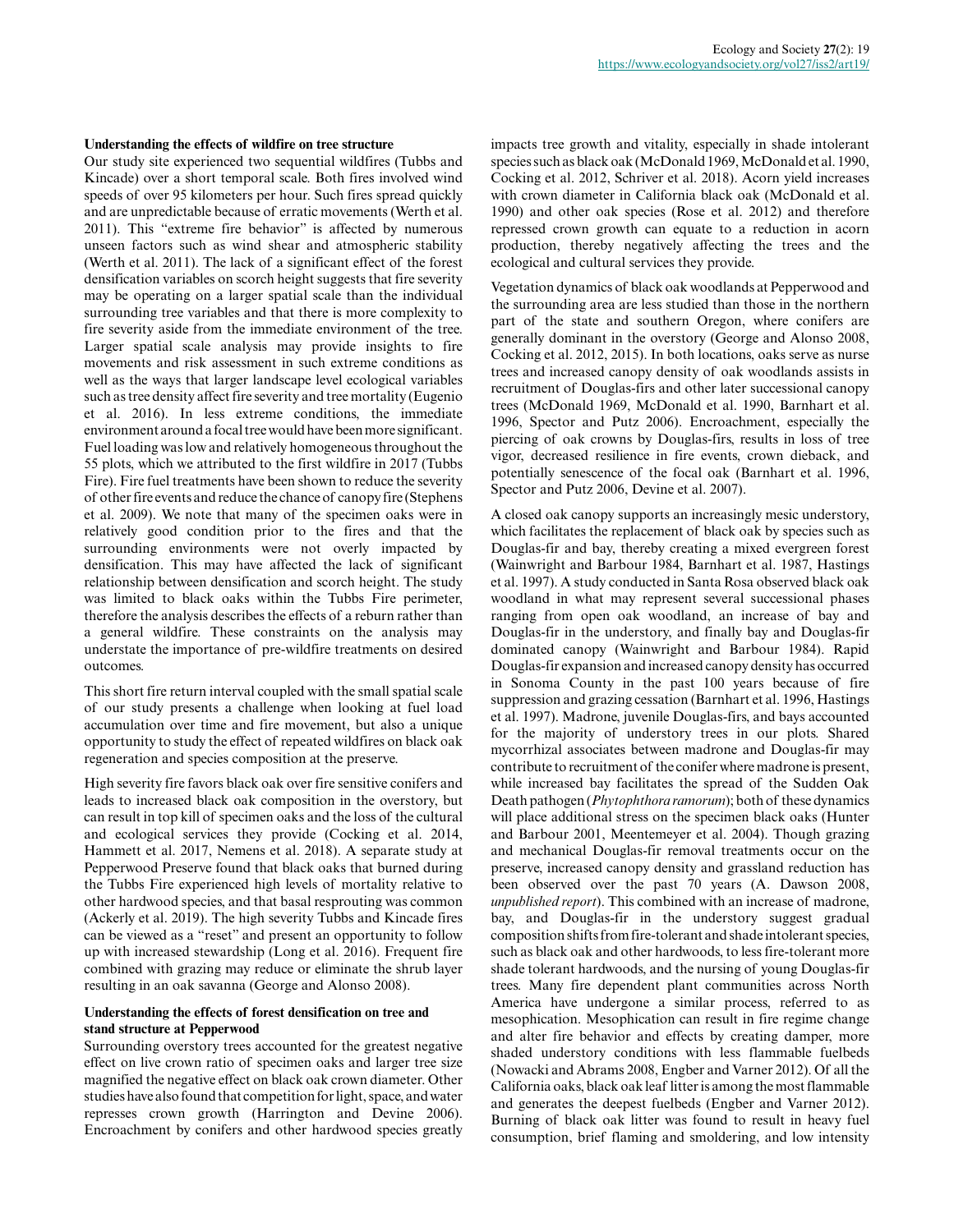### Understanding the effects of wildfire on tree structure

Our study site experienced two sequential wildfires (Tubbs and Kincade) over a short temporal scale. Both fires involved wind speeds of over 95 kilometers per hour. Such fires spread quickly and are unpredictable because of erratic movements (Werth et al. 2011). This "extreme fire behavior" is affected by numerous unseen factors such as wind shear and atmospheric stability (Werth et al. 2011). The lack of a significant effect of the forest densification variables on scorch height suggests that fire severity may be operating on a larger spatial scale than the individual surrounding tree variables and that there is more complexity to fire severity aside from the immediate environment of the tree. Larger spatial scale analysis may provide insights to fire movements and risk assessment in such extreme conditions as well as the ways that larger landscape level ecological variables such as tree density affect fire severity and tree mortality (Eugenio et al. 2016). In less extreme conditions, the immediate environment around a focal tree would have been more significant. Fuel loading was low and relatively homogeneous throughout the 55 plots, which we attributed to the first wildfire in 2017 (Tubbs Fire). Fire fuel treatments have been shown to reduce the severity of other fire events and reduce the chance of canopy fire (Stephens et al. 2009). We note that many of the specimen oaks were in relatively good condition prior to the fires and that the surrounding environments were not overly impacted by densification. This may have affected the lack of significant relationship between densification and scorch height. The study was limited to black oaks within the Tubbs Fire perimeter, therefore the analysis describes the effects of a reburn rather than a general wildfire. These constraints on the analysis may understate the importance of pre-wildfire treatments on desired outcomes.

This short fire return interval coupled with the small spatial scale of our study presents a challenge when looking at fuel load accumulation over time and fire movement, but also a unique opportunity to study the effect of repeated wildfires on black oak regeneration and species composition at the preserve.

High severity fire favors black oak over fire sensitive conifers and leads to increased black oak composition in the overstory, but can result in top kill of specimen oaks and the loss of the cultural and ecological services they provide (Cocking et al. 2014, Hammett et al. 2017, Nemens et al. 2018). A separate study at Pepperwood Preserve found that black oaks that burned during the Tubbs Fire experienced high levels of mortality relative to other hardwood species, and that basal resprouting was common (Ackerly et al. 2019). The high severity Tubbs and Kincade fires can be viewed as a "reset" and present an opportunity to follow up with increased stewardship (Long et al. 2016). Frequent fire combined with grazing may reduce or eliminate the shrub layer resulting in an oak savanna (George and Alonso 2008).

### Understanding the effects of forest densification on tree and stand structure at Pepperwood

Surrounding overstory trees accounted for the greatest negative effect on live crown ratio of specimen oaks and larger tree size magnified the negative effect on black oak crown diameter. Other studies have also found that competition for light, space, and water represses crown growth (Harrington and Devine 2006). Encroachment by conifers and other hardwood species greatly impacts tree growth and vitality, especially in shade intolerant species such as black oak (McDonald 1969, McDonald et al. 1990, Cocking et al. 2012, Schriver et al. 2018). Acorn yield increases with crown diameter in California black oak (McDonald et al. 1990) and other oak species (Rose et al. 2012) and therefore repressed crown growth can equate to a reduction in acorn production, thereby negatively affecting the trees and the ecological and cultural services they provide.

Vegetation dynamics of black oak woodlands at Pepperwood and the surrounding area are less studied than those in the northern part of the state and southern Oregon, where conifers are generally dominant in the overstory (George and Alonso 2008, Cocking et al. 2012, 2015). In both locations, oaks serve as nurse trees and increased canopy density of oak woodlands assists in recruitment of Douglas-firs and other later successional canopy trees (McDonald 1969, McDonald et al. 1990, Barnhart et al. 1996, Spector and Putz 2006). Encroachment, especially the piercing of oak crowns by Douglas-firs, results in loss of tree vigor, decreased resilience in fire events, crown dieback, and potentially senescence of the focal oak (Barnhart et al. 1996, Spector and Putz 2006, Devine et al. 2007).

A closed oak canopy supports an increasingly mesic understory, which facilitates the replacement of black oak by species such as Douglas-fir and bay, thereby creating a mixed evergreen forest (Wainwright and Barbour 1984, Barnhart et al. 1987, Hastings et al. 1997). A study conducted in Santa Rosa observed black oak woodland in what may represent several successional phases ranging from open oak woodland, an increase of bay and Douglas-fir in the understory, and finally bay and Douglas-fir dominated canopy (Wainwright and Barbour 1984). Rapid Douglas-fir expansion and increased canopy density has occurred in Sonoma County in the past 100 years because of fire suppression and grazing cessation (Barnhart et al. 1996, Hastings et al. 1997). Madrone, juvenile Douglas-firs, and bays accounted for the majority of understory trees in our plots. Shared mycorrhizal associates between madrone and Douglas-fir may contribute to recruitment of the conifer where madrone is present, while increased bay facilitates the spread of the Sudden Oak Death pathogen (*Phytophthora ramorum*); both of these dynamics will place additional stress on the specimen black oaks (Hunter and Barbour 2001, Meentemeyer et al. 2004). Though grazing and mechanical Douglas-fir removal treatments occur on the preserve, increased canopy density and grassland reduction has been observed over the past 70 years (A. Dawson 2008, *unpublished report*). This combined with an increase of madrone, bay, and Douglas-fir in the understory suggest gradual composition shifts from fire-tolerant and shade intolerant species, such as black oak and other hardwoods, to less fire-tolerant more shade tolerant hardwoods, and the nursing of young Douglas-fir trees. Many fire dependent plant communities across North America have undergone a similar process, referred to as mesophication. Mesophication can result in fire regime change and alter fire behavior and effects by creating damper, more shaded understory conditions with less flammable fuelbeds (Nowacki and Abrams 2008, Engber and Varner 2012). Of all the California oaks, black oak leaf litter is among the most flammable and generates the deepest fuelbeds (Engber and Varner 2012). Burning of black oak litter was found to result in heavy fuel consumption, brief flaming and smoldering, and low intensity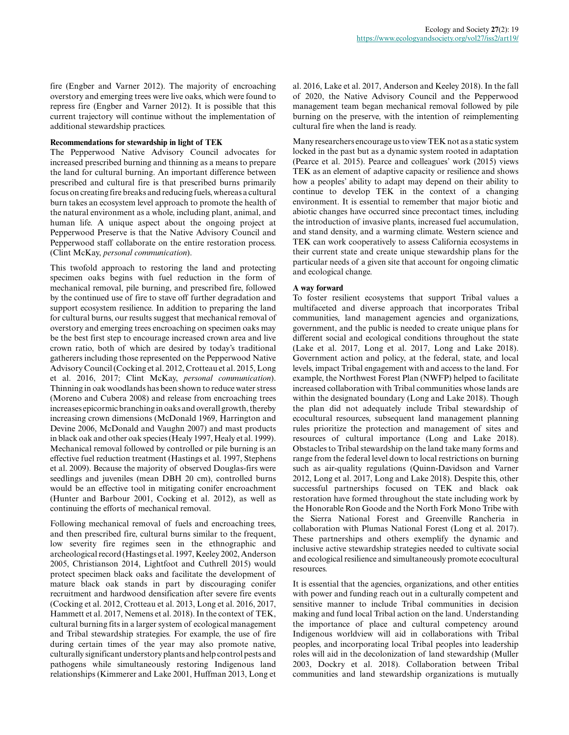fire (Engber and Varner 2012). The majority of encroaching overstory and emerging trees were live oaks, which were found to repress fire (Engber and Varner 2012). It is possible that this current trajectory will continue without the implementation of additional stewardship practices.

### Recommendations for stewardship in light of TEK

The Pepperwood Native Advisory Council advocates for increased prescribed burning and thinning as a means to prepare the land for cultural burning. An important difference between prescribed and cultural fire is that prescribed burns primarily focus on creating fire breaks and reducing fuels, whereas a cultural burn takes an ecosystem level approach to promote the health of the natural environment as a whole, including plant, animal, and human life. A unique aspect about the ongoing project at Pepperwood Preserve is that the Native Advisory Council and Pepperwood staff collaborate on the entire restoration process. (Clint McKay, *personal communication*).

This twofold approach to restoring the land and protecting specimen oaks begins with fuel reduction in the form of mechanical removal, pile burning, and prescribed fire, followed by the continued use of fire to stave off further degradation and support ecosystem resilience. In addition to preparing the land for cultural burns, our results suggest that mechanical removal of overstory and emerging trees encroaching on specimen oaks may be the best first step to encourage increased crown area and live crown ratio, both of which are desired by today's traditional gatherers including those represented on the Pepperwood Native Advisory Council (Cocking et al. 2012, Crotteau et al. 2015, Long et al. 2016, 2017; Clint McKay, *personal communication*). Thinning in oak woodlands has been shown to reduce water stress (Moreno and Cubera 2008) and release from encroaching trees increases epicormic branching in oaks and overall growth, thereby increasing crown dimensions (McDonald 1969, Harrington and Devine 2006, McDonald and Vaughn 2007) and mast products in black oak and other oak species (Healy 1997, Healy et al. 1999). Mechanical removal followed by controlled or pile burning is an effective fuel reduction treatment (Hastings et al. 1997, Stephens et al. 2009). Because the majority of observed Douglas-firs were seedlings and juveniles (mean DBH 20 cm), controlled burns would be an effective tool in mitigating conifer encroachment (Hunter and Barbour 2001, Cocking et al. 2012), as well as continuing the efforts of mechanical removal.

Following mechanical removal of fuels and encroaching trees, and then prescribed fire, cultural burns similar to the frequent, low severity fire regimes seen in the ethnographic and archeological record (Hastings et al. 1997, Keeley 2002, Anderson 2005, Christianson 2014, Lightfoot and Cuthrell 2015) would protect specimen black oaks and facilitate the development of mature black oak stands in part by discouraging conifer recruitment and hardwood densification after severe fire events (Cocking et al. 2012, Crotteau et al. 2013, Long et al. 2016, 2017, Hammett et al. 2017, Nemens et al. 2018). In the context of TEK, cultural burning fits in a larger system of ecological management and Tribal stewardship strategies. For example, the use of fire during certain times of the year may also promote native, culturally significant understory plants and help control pests and pathogens while simultaneously restoring Indigenous land relationships (Kimmerer and Lake 2001, Huffman 2013, Long et al. 2016, Lake et al. 2017, Anderson and Keeley 2018). In the fall of 2020, the Native Advisory Council and the Pepperwood management team began mechanical removal followed by pile burning on the preserve, with the intention of reimplementing cultural fire when the land is ready.

Many researchers encourage us to view TEK not as a static system locked in the past but as a dynamic system rooted in adaptation (Pearce et al. 2015). Pearce and colleagues' work (2015) views TEK as an element of adaptive capacity or resilience and shows how a peoples' ability to adapt may depend on their ability to continue to develop TEK in the context of a changing environment. It is essential to remember that major biotic and abiotic changes have occurred since precontact times, including the introduction of invasive plants, increased fuel accumulation, and stand density, and a warming climate. Western science and TEK can work cooperatively to assess California ecosystems in their current state and create unique stewardship plans for the particular needs of a given site that account for ongoing climatic and ecological change.

### A way forward

To foster resilient ecosystems that support Tribal values a multifaceted and diverse approach that incorporates Tribal communities, land management agencies and organizations, government, and the public is needed to create unique plans for different social and ecological conditions throughout the state (Lake et al. 2017, Long et al. 2017, Long and Lake 2018). Government action and policy, at the federal, state, and local levels, impact Tribal engagement with and access to the land. For example, the Northwest Forest Plan (NWFP) helped to facilitate increased collaboration with Tribal communities whose lands are within the designated boundary (Long and Lake 2018). Though the plan did not adequately include Tribal stewardship of ecocultural resources, subsequent land management planning rules prioritize the protection and management of sites and resources of cultural importance (Long and Lake 2018). Obstacles to Tribal stewardship on the land take many forms and range from the federal level down to local restrictions on burning such as air-quality regulations (Quinn-Davidson and Varner 2012, Long et al. 2017, Long and Lake 2018). Despite this, other successful partnerships focused on TEK and black oak restoration have formed throughout the state including work by the Honorable Ron Goode and the North Fork Mono Tribe with the Sierra National Forest and Greenville Rancheria in collaboration with Plumas National Forest (Long et al. 2017). These partnerships and others exemplify the dynamic and inclusive active stewardship strategies needed to cultivate social and ecological resilience and simultaneously promote ecocultural resources.

It is essential that the agencies, organizations, and other entities with power and funding reach out in a culturally competent and sensitive manner to include Tribal communities in decision making and fund local Tribal action on the land. Understanding the importance of place and cultural competency around Indigenous worldview will aid in collaborations with Tribal peoples, and incorporating local Tribal peoples into leadership roles will aid in the decolonization of land stewardship (Muller 2003, Dockry et al. 2018). Collaboration between Tribal communities and land stewardship organizations is mutually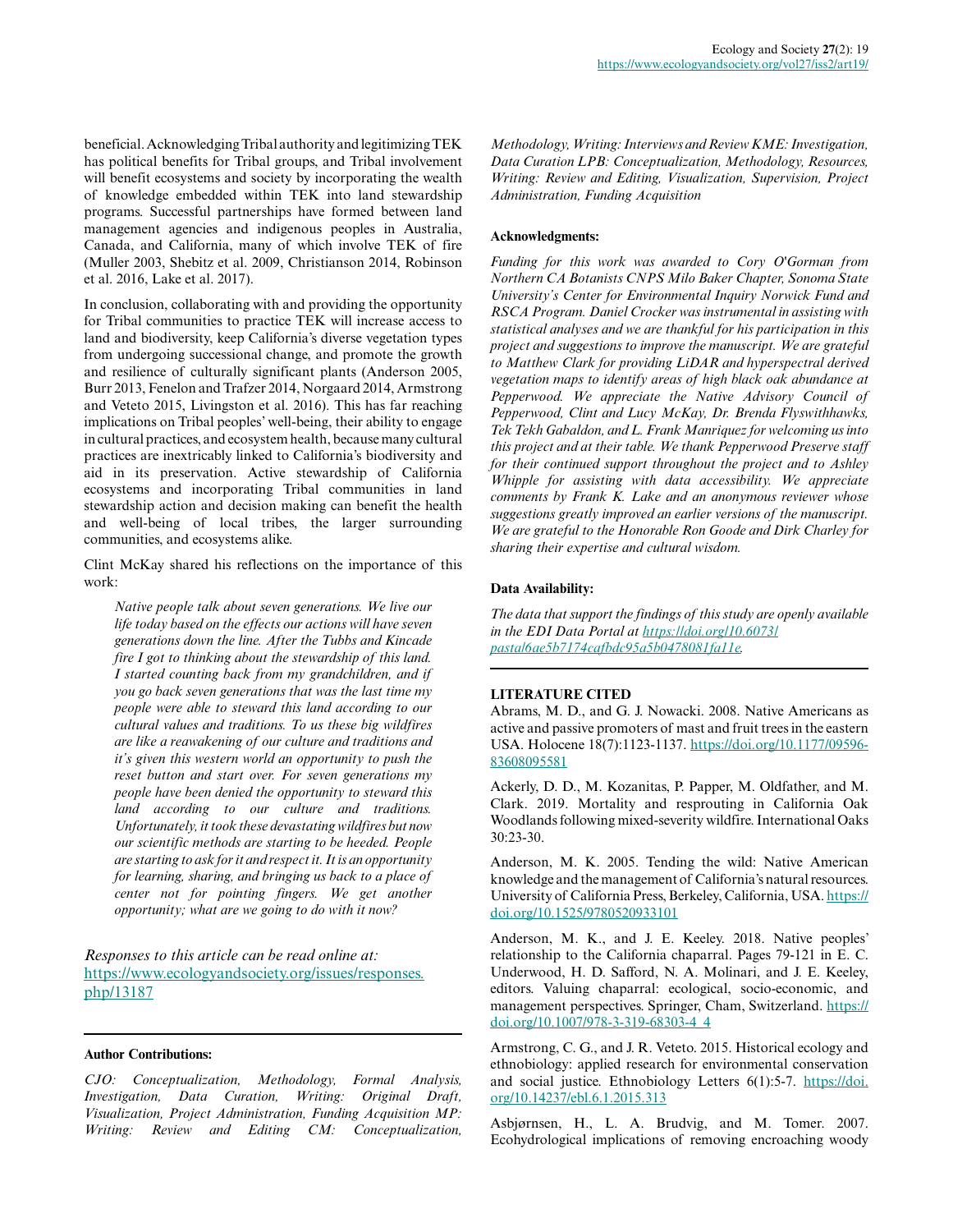beneficial. Acknowledging Tribal authority and legitimizing TEK has political benefits for Tribal groups, and Tribal involvement will benefit ecosystems and society by incorporating the wealth of knowledge embedded within TEK into land stewardship programs. Successful partnerships have formed between land management agencies and indigenous peoples in Australia, Canada, and California, many of which involve TEK of fire (Muller 2003, Shebitz et al. 2009, Christianson 2014, Robinson et al. 2016, Lake et al. 2017).

In conclusion, collaborating with and providing the opportunity for Tribal communities to practice TEK will increase access to land and biodiversity, keep California's diverse vegetation types from undergoing successional change, and promote the growth and resilience of culturally significant plants (Anderson 2005, Burr 2013, Fenelon and Trafzer 2014, Norgaard 2014, Armstrong and Veteto 2015, Livingston et al. 2016). This has far reaching implications on Tribal peoples' well-being, their ability to engage in cultural practices, and ecosystem health, because many cultural practices are inextricably linked to California's biodiversity and aid in its preservation. Active stewardship of California ecosystems and incorporating Tribal communities in land stewardship action and decision making can benefit the health and well-being of local tribes, the larger surrounding communities, and ecosystems alike.

Clint McKay shared his reflections on the importance of this work:

> *Native people talk about seven generations. We live our life today based on the effects our actions will have seven generations down the line. After the Tubbs and Kincade fire I got to thinking about the stewardship of this land. I started counting back from my grandchildren, and if you go back seven generations that was the last time my people were able to steward this land according to our cultural values and traditions. To us these big wildfires are like a reawakening of our culture and traditions and it's given this western world an opportunity to push the reset button and start over. For seven generations my people have been denied the opportunity to steward this land according to our culture and traditions. Unfortunately, it took these devastating wildfires but now our scientific methods are starting to be heeded. People are starting to ask for it and respect it. It is an opportunity for learning, sharing, and bringing us back to a place of center not for pointing fingers. We get another opportunity; what are we going to do with it now?*

*Responses to this article can be read online at:* https://www.ecologyandsociety.org/issues/responses.php/13187

**Author Contributions:**

*CJO: Conceptualization, Methodology, Formal Analysis, Investigation, Data Curation, Writing: Original Draft, Visualization, Project Administration, Funding Acquisition MP: Writing: Review and Editing CM: Conceptualization, Methodology, Writing: Interviews and Review KME: Investigation, Data Curation LPB: Conceptualization, Methodology, Resources, Writing: Review and Editing, Visualization, Supervision, Project Administration, Funding Acquisition*

**Acknowledgments:**

*Funding for this work was awarded to Cory O'Gorman from Northern CA Botanists CNPS Milo Baker Chapter, Sonoma State University's Center for Environmental Inquiry Norwick Fund and RSCA Program. Daniel Crocker was instrumental in assisting with statistical analyses and we are thankful for his participation in this project and suggestions to improve the manuscript. We are grateful to Matthew Clark for providing LiDAR and hyperspectral derived vegetation maps to identify areas of high black oak abundance at Pepperwood. We appreciate the Native Advisory Council of Pepperwood, Clint and Lucy McKay, Dr. Brenda Flyswithhawks, Tek Tekh Gabaldon, and L. Frank Manriquez for welcoming us into this project and at their table. We thank Pepperwood Preserve staff for their continued support throughout the project and to Ashley Whipple for assisting with data accessibility. We appreciate comments by Frank K. Lake and an anonymous reviewer whose suggestions greatly improved an earlier versions of the manuscript. We are grateful to the Honorable Ron Goode and Dirk Charley for sharing their expertise and cultural wisdom.*

**Data Availability:**

*The data that support the findings of this study are openly available in the EDI Data Portal at https://doi.org/10.6073/pasta/6ae5b7174cafbdc95a5b0478081fa11e.*

**LITERATURE CITED**

Abrams, M. D., and G. J. Nowacki. 2008. Native Americans as active and passive promoters of mast and fruit trees in the eastern USA. Holocene 18(7):1123-1137. https://doi.org/10.1177/0959683608095581

Ackerly, D. D., M. Kozanitas, P. Papper, M. Oldfather, and M. Clark. 2019. Mortality and resprouting in California Oak Woodlands following mixed-severity wildfire. International Oaks 30:23-30.

Anderson, M. K. 2005. Tending the wild: Native American knowledge and the management of California's natural resources. University of California Press, Berkeley, California, USA. https://doi.org/10.1525/9780520933101

Anderson, M. K., and J. E. Keeley. 2018. Native peoples' relationship to the California chaparral. Pages 79-121 in E. C. Underwood, H. D. Safford, N. A. Molinari, and J. E. Keeley, editors. Valuing chaparral: ecological, socio-economic, and management perspectives. Springer, Cham, Switzerland. https://doi.org/10.1007/978-3-319-68303-4_4

Armstrong, C. G., and J. R. Veteto. 2015. Historical ecology and ethnobiology: applied research for environmental conservation and social justice. Ethnobiology Letters 6(1):5-7. https://doi.org/10.14237/ebl.6.1.2015.313

Asbjørnsen, H., L. A. Brudvig, and M. Tomer. 2007. Ecohydrological implications of removing encroaching woody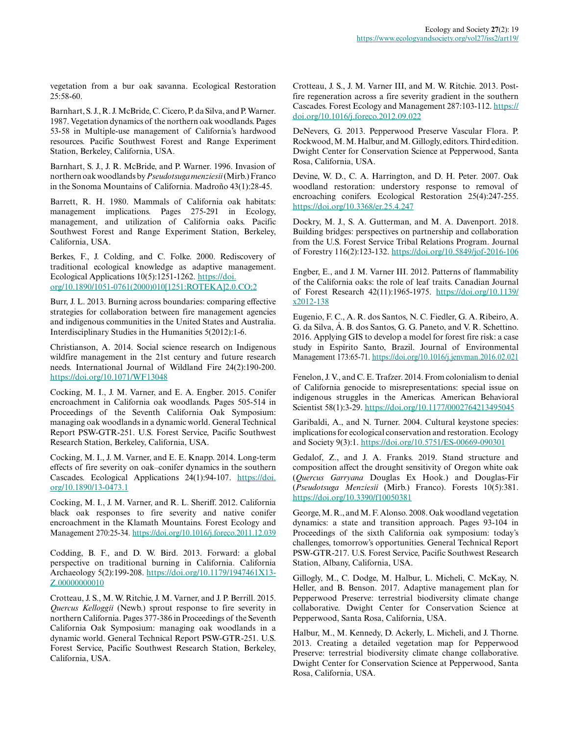vegetation from a bur oak savanna. Ecological Restoration 25:58-60.

Barnhart, S. J., R. J. McBride, C. Cicero, P. da Silva, and P. Warner. 1987. Vegetation dynamics of the northern oak woodlands. Pages 53-58 in Multiple-use management of California's hardwood resources. Pacific Southwest Forest and Range Experiment Station, Berkeley, California, USA.

Barnhart, S. J., J. R. McBride, and P. Warner. 1996. Invasion of northern oak woodlands by *Pseudotsuga menziesii* (Mirb.) Franco in the Sonoma Mountains of California. Madroño 43(1):28-45.

Barrett, R. H. 1980. Mammals of California oak habitats: management implications. Pages 275-291 in Ecology, management, and utilization of California oaks. Pacific Southwest Forest and Range Experiment Station, Berkeley, California, USA.

Berkes, F., J. Colding, and C. Folke. 2000. Rediscovery of traditional ecological knowledge as adaptive management. Ecological Applications 10(5):1251-1262. https://doi.org/10.1890/1051-0761(2000)010[1251:ROTEKA]2.0.CO;2

Burr, J. L. 2013. Burning across boundaries: comparing effective strategies for collaboration between fire management agencies and indigenous communities in the United States and Australia. Interdisciplinary Studies in the Humanities 5(2012):1-6.

Christianson, A. 2014. Social science research on Indigenous wildfire management in the 21st century and future research needs. International Journal of Wildland Fire 24(2):190-200. https://doi.org/10.1071/WF13048

Cocking, M. I., J. M. Varner, and E. A. Engber. 2015. Conifer encroachment in California oak woodlands. Pages 505-514 in Proceedings of the Seventh California Oak Symposium: managing oak woodlands in a dynamic world. General Technical Report PSW-GTR-251. U.S. Forest Service, Pacific Southwest Research Station, Berkeley, California, USA.

Cocking, M. I., J. M. Varner, and E. E. Knapp. 2014. Long-term effects of fire severity on oak–conifer dynamics in the southern Cascades. Ecological Applications 24(1):94-107. https://doi.org/10.1890/13-0473.1

Cocking, M. I., J. M. Varner, and R. L. Sheriff. 2012. California black oak responses to fire severity and native conifer encroachment in the Klamath Mountains. Forest Ecology and Management 270:25-34. https://doi.org/10.1016/j.foreco.2011.12.039

Codding, B. F., and D. W. Bird. 2013. Forward: a global perspective on traditional burning in California. California Archaeology 5(2):199-208. https://doi.org/10.1179/1947461X13-Z.00000000010

Crotteau, J. S., M. W. Ritchie, J. M. Varner, and J. P. Berrill. 2015. *Quercus Kelloggii* (Newb.) sprout response to fire severity in northern California. Pages 377-386 in Proceedings of the Seventh California Oak Symposium: managing oak woodlands in a dynamic world. General Technical Report PSW-GTR-251. U.S. Forest Service, Pacific Southwest Research Station, Berkeley, California, USA.

Crotteau, J. S., J. M. Varner III, and M. W. Ritchie. 2013. Post-fire regeneration across a fire severity gradient in the southern Cascades. Forest Ecology and Management 287:103-112. https://doi.org/10.1016/j.foreco.2012.09.022

DeNevers, G. 2013. Pepperwood Preserve Vascular Flora. P. Rockwood, M. M. Halbur, and M. Gillogly, editors. Third edition. Dwight Center for Conservation Science at Pepperwood, Santa Rosa, California, USA.

Devine, W. D., C. A. Harrington, and D. H. Peter. 2007. Oak woodland restoration: understory response to removal of encroaching conifers. Ecological Restoration 25(4):247-255. https://doi.org/10.3368/er.25.4.247

Dockry, M. J., S. A. Gutterman, and M. A. Davenport. 2018. Building bridges: perspectives on partnership and collaboration from the U.S. Forest Service Tribal Relations Program. Journal of Forestry 116(2):123-132. https://doi.org/10.5849/jof-2016-106

Engber, E., and J. M. Varner III. 2012. Patterns of flammability of the California oaks: the role of leaf traits. Canadian Journal of Forest Research 42(11):1965-1975. https://doi.org/10.1139/x2012-138

Eugenio, F. C., A. R. dos Santos, N. C. Fiedler, G. A. Ribeiro, A. G. da Silva, Á. B. dos Santos, G. G. Paneto, and V. R. Schettino. 2016. Applying GIS to develop a model for forest fire risk: a case study in Espírito Santo, Brazil. Journal of Environmental Management 173:65-71. https://doi.org/10.1016/j.jenvman.2016.02.021

Fenelon, J. V., and C. E. Trafzer. 2014. From colonialism to denial of California genocide to misrepresentations: special issue on indigenous struggles in the Americas. American Behavioral Scientist 58(1):3-29. https://doi.org/10.1177/0002764213495045

Garibaldi, A., and N. Turner. 2004. Cultural keystone species: implications for ecological conservation and restoration. Ecology and Society 9(3):1. https://doi.org/10.5751/ES-00669-090301

Gedalof, Z., and J. A. Franks. 2019. Stand structure and composition affect the drought sensitivity of Oregon white oak (*Quercus Garryana* Douglas Ex Hook.) and Douglas-Fir (*Pseudotsuga Menziesii* (Mirb.) Franco). Forests 10(5):381. https://doi.org/10.3390/f10050381

George, M. R., and M. F. Alonso. 2008. Oak woodland vegetation dynamics: a state and transition approach. Pages 93-104 in Proceedings of the sixth California oak symposium: today's challenges, tomorrow's opportunities. General Technical Report PSW-GTR-217. U.S. Forest Service, Pacific Southwest Research Station, Albany, California, USA.

Gillogly, M., C. Dodge, M. Halbur, L. Micheli, C. McKay, N. Heller, and B. Benson. 2017. Adaptive management plan for Pepperwood Preserve: terrestrial biodiversity climate change collaborative. Dwight Center for Conservation Science at Pepperwood, Santa Rosa, California, USA.

Halbur, M., M. Kennedy, D. Ackerly, L. Micheli, and J. Thorne. 2013. Creating a detailed vegetation map for Pepperwood Preserve: terrestrial biodiversity climate change collaborative. Dwight Center for Conservation Science at Pepperwood, Santa Rosa, California, USA.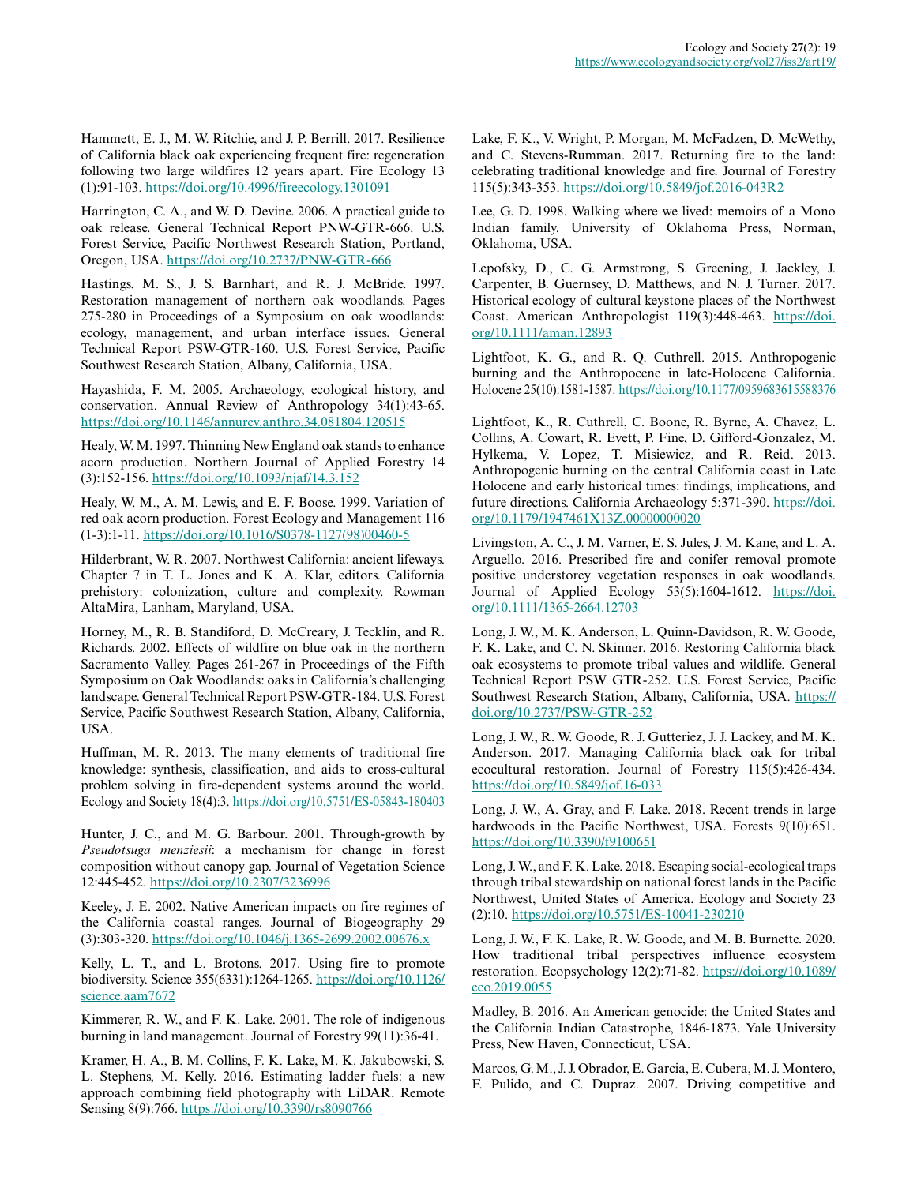Hammett, E. J., M. W. Ritchie, and J. P. Berrill. 2017. Resilience of California black oak experiencing frequent fire: regeneration following two large wildfires 12 years apart. Fire Ecology 13 (1):91-103. https://doi.org/10.4996/fireecology.1301091

Harrington, C. A., and W. D. Devine. 2006. A practical guide to oak release. General Technical Report PNW-GTR-666. U.S. Forest Service, Pacific Northwest Research Station, Portland, Oregon, USA. https://doi.org/10.2737/PNW-GTR-666

Hastings, M. S., J. S. Barnhart, and R. J. McBride. 1997. Restoration management of northern oak woodlands. Pages 275-280 in Proceedings of a Symposium on oak woodlands: ecology, management, and urban interface issues. General Technical Report PSW-GTR-160. U.S. Forest Service, Pacific Southwest Research Station, Albany, California, USA.

Hayashida, F. M. 2005. Archaeology, ecological history, and conservation. Annual Review of Anthropology 34(1):43-65. https://doi.org/10.1146/annurev.anthro.34.081804.120515

Healy, W. M. 1997. Thinning New England oak stands to enhance acorn production. Northern Journal of Applied Forestry 14 (3):152-156. https://doi.org/10.1093/njaf/14.3.152

Healy, W. M., A. M. Lewis, and E. F. Boose. 1999. Variation of red oak acorn production. Forest Ecology and Management 116 (1-3):1-11. https://doi.org/10.1016/S0378-1127(98)00460-5

Hilderbrant, W. R. 2007. Northwest California: ancient lifeways. Chapter 7 in T. L. Jones and K. A. Klar, editors. California prehistory: colonization, culture and complexity. Rowman AltaMira, Lanham, Maryland, USA.

Horney, M., R. B. Standiford, D. McCreary, J. Tecklin, and R. Richards. 2002. Effects of wildfire on blue oak in the northern Sacramento Valley. Pages 261-267 in Proceedings of the Fifth Symposium on Oak Woodlands: oaks in California's challenging landscape. General Technical Report PSW-GTR-184. U.S. Forest Service, Pacific Southwest Research Station, Albany, California, USA.

Huffman, M. R. 2013. The many elements of traditional fire knowledge: synthesis, classification, and aids to cross-cultural problem solving in fire-dependent systems around the world. Ecology and Society 18(4):3. https://doi.org/10.5751/ES-05843-180403

Hunter, J. C., and M. G. Barbour. 2001. Through-growth by *Pseudotsuga menziesii*: a mechanism for change in forest composition without canopy gap. Journal of Vegetation Science 12:445-452. https://doi.org/10.2307/3236996

Keeley, J. E. 2002. Native American impacts on fire regimes of the California coastal ranges. Journal of Biogeography 29 (3):303-320. https://doi.org/10.1046/j.1365-2699.2002.00676.x

Kelly, L. T., and L. Brotons. 2017. Using fire to promote biodiversity. Science 355(6331):1264-1265. https://doi.org/10.1126/science.aam7672

Kimmerer, R. W., and F. K. Lake. 2001. The role of indigenous burning in land management. Journal of Forestry 99(11):36-41.

Kramer, H. A., B. M. Collins, F. K. Lake, M. K. Jakubowski, S. L. Stephens, M. Kelly. 2016. Estimating ladder fuels: a new approach combining field photography with LiDAR. Remote Sensing 8(9):766. https://doi.org/10.3390/rs8090766

Lake, F. K., V. Wright, P. Morgan, M. McFadzen, D. McWethy, and C. Stevens-Rumman. 2017. Returning fire to the land: celebrating traditional knowledge and fire. Journal of Forestry 115(5):343-353. https://doi.org/10.5849/jof.2016-043R2

Lee, G. D. 1998. Walking where we lived: memoirs of a Mono Indian family. University of Oklahoma Press, Norman, Oklahoma, USA.

Lepofsky, D., C. G. Armstrong, S. Greening, J. Jackley, J. Carpenter, B. Guernsey, D. Matthews, and N. J. Turner. 2017. Historical ecology of cultural keystone places of the Northwest Coast. American Anthropologist 119(3):448-463. https://doi.org/10.1111/aman.12893

Lightfoot, K. G., and R. Q. Cuthrell. 2015. Anthropogenic burning and the Anthropocene in late-Holocene California. Holocene 25(10):1581-1587. https://doi.org/10.1177/0959683615588376

Lightfoot, K., R. Cuthrell, C. Boone, R. Byrne, A. Chavez, L. Collins, A. Cowart, R. Evett, P. Fine, D. Gifford-Gonzalez, M. Hylkema, V. Lopez, T. Misiewicz, and R. Reid. 2013. Anthropogenic burning on the central California coast in Late Holocene and early historical times: findings, implications, and future directions. California Archaeology 5:371-390. https://doi.org/10.1179/1947461X13Z.00000000020

Livingston, A. C., J. M. Varner, E. S. Jules, J. M. Kane, and L. A. Arguello. 2016. Prescribed fire and conifer removal promote positive understorey vegetation responses in oak woodlands. Journal of Applied Ecology 53(5):1604-1612. https://doi.org/10.1111/1365-2664.12703

Long, J. W., M. K. Anderson, L. Quinn-Davidson, R. W. Goode, F. K. Lake, and C. N. Skinner. 2016. Restoring California black oak ecosystems to promote tribal values and wildlife. General Technical Report PSW GTR-252. U.S. Forest Service, Pacific Southwest Research Station, Albany, California, USA. https://doi.org/10.2737/PSW-GTR-252

Long, J. W., R. W. Goode, R. J. Gutteriez, J. J. Lackey, and M. K. Anderson. 2017. Managing California black oak for tribal ecocultural restoration. Journal of Forestry 115(5):426-434. https://doi.org/10.5849/jof.16-033

Long, J. W., A. Gray, and F. Lake. 2018. Recent trends in large hardwoods in the Pacific Northwest, USA. Forests 9(10):651. https://doi.org/10.3390/f9100651

Long, J. W., and F. K. Lake. 2018. Escaping social-ecological traps through tribal stewardship on national forest lands in the Pacific Northwest, United States of America. Ecology and Society 23 (2):10. https://doi.org/10.5751/ES-10041-230210

Long, J. W., F. K. Lake, R. W. Goode, and M. B. Burnette. 2020. How traditional tribal perspectives influence ecosystem restoration. Ecopsychology 12(2):71-82. https://doi.org/10.1089/eco.2019.0055

Madley, B. 2016. An American genocide: the United States and the California Indian Catastrophe, 1846-1873. Yale University Press, New Haven, Connecticut, USA.

Marcos, G. M., J. J. Obrador, E. Garcia, E. Cubera, M. J. Montero, F. Pulido, and C. Dupraz. 2007. Driving competitive and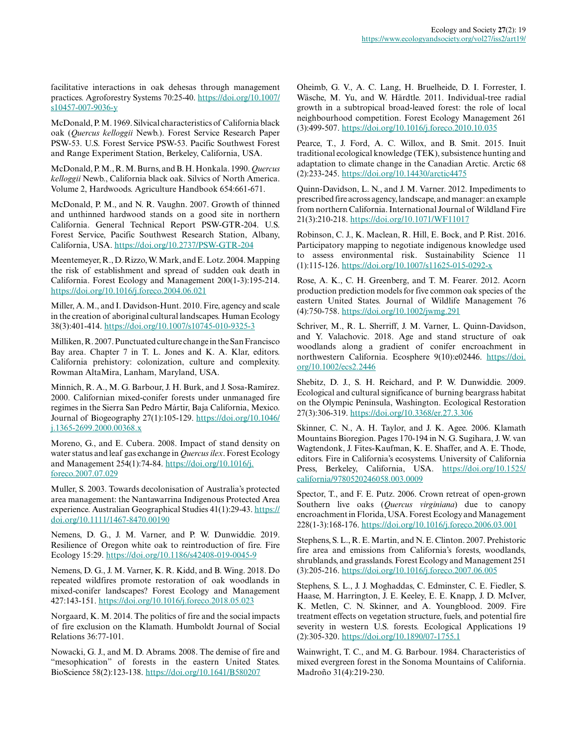facilitative interactions in oak dehesas through management practices. Agroforestry Systems 70:25-40. https://doi.org/10.1007/s10457-007-9036-y

McDonald, P. M. 1969. Silvical characteristics of California black oak (*Quercus kelloggii* Newb.). Forest Service Research Paper PSW-53. U.S. Forest Service PSW-53. Pacific Southwest Forest and Range Experiment Station, Berkeley, California, USA.

McDonald, P. M., R. M. Burns, and B. H. Honkala. 1990. *Quercus kelloggii* Newb., California black oak. Silvics of North America. Volume 2, Hardwoods. Agriculture Handbook 654:661-671.

McDonald, P. M., and N. R. Vaughn. 2007. Growth of thinned and unthinned hardwood stands on a good site in northern California. General Technical Report PSW-GTR-204. U.S. Forest Service, Pacific Southwest Research Station, Albany, California, USA. https://doi.org/10.2737/PSW-GTR-204

Meentemeyer, R., D. Rizzo, W. Mark, and E. Lotz. 2004. Mapping the risk of establishment and spread of sudden oak death in California. Forest Ecology and Management 200(1-3):195-214. https://doi.org/10.1016/j.foreco.2004.06.021

Miller, A. M., and I. Davidson-Hunt. 2010. Fire, agency and scale in the creation of aboriginal cultural landscapes. Human Ecology 38(3):401-414. https://doi.org/10.1007/s10745-010-9325-3

Milliken, R. 2007. Punctuated culture change in the San Francisco Bay area. Chapter 7 in T. L. Jones and K. A. Klar, editors. California prehistory: colonization, culture and complexity. Rowman AltaMira, Lanham, Maryland, USA.

Minnich, R. A., M. G. Barbour, J. H. Burk, and J. Sosa-Ramírez. 2000. Californian mixed-conifer forests under unmanaged fire regimes in the Sierra San Pedro Mártir, Baja California, Mexico. Journal of Biogeography 27(1):105-129. https://doi.org/10.1046/j.1365-2699.2000.00368.x

Moreno, G., and E. Cubera. 2008. Impact of stand density on water status and leaf gas exchange in *Quercus ilex*. Forest Ecology and Management 254(1):74-84. https://doi.org/10.1016/j.foreco.2007.07.029

Muller, S. 2003. Towards decolonisation of Australia's protected area management: the Nantawarrina Indigenous Protected Area experience. Australian Geographical Studies 41(1):29-43. https://doi.org/10.1111/1467-8470.00190

Nemens, D. G., J. M. Varner, and P. W. Dunwiddie. 2019. Resilience of Oregon white oak to reintroduction of fire. Fire Ecology 15:29. https://doi.org/10.1186/s42408-019-0045-9

Nemens, D. G., J. M. Varner, K. R. Kidd, and B. Wing. 2018. Do repeated wildfires promote restoration of oak woodlands in mixed-conifer landscapes? Forest Ecology and Management 427:143-151. https://doi.org/10.1016/j.foreco.2018.05.023

Norgaard, K. M. 2014. The politics of fire and the social impacts of fire exclusion on the Klamath. Humboldt Journal of Social Relations 36:77-101.

Nowacki, G. J., and M. D. Abrams. 2008. The demise of fire and "mesophication" of forests in the eastern United States. BioScience 58(2):123-138. https://doi.org/10.1641/B580207

Oheimb, G. V., A. C. Lang, H. Bruelheide, D. I. Forrester, I. Wäsche, M. Yu, and W. Härdtle. 2011. Individual-tree radial growth in a subtropical broad-leaved forest: the role of local neighbourhood competition. Forest Ecology Management 261(3):499-507. https://doi.org/10.1016/j.foreco.2010.10.035

Pearce, T., J. Ford, A. C. Willox, and B. Smit. 2015. Inuit traditional ecological knowledge (TEK), subsistence hunting and adaptation to climate change in the Canadian Arctic. Arctic 68(2):233-245. https://doi.org/10.14430/arctic4475

Quinn-Davidson, L. N., and J. M. Varner. 2012. Impediments to prescribed fire across agency, landscape, and manager: an example from northern California. International Journal of Wildland Fire 21(3):210-218. https://doi.org/10.1071/WF11017

Robinson, C. J., K. Maclean, R. Hill, E. Bock, and P. Rist. 2016. Participatory mapping to negotiate indigenous knowledge used to assess environmental risk. Sustainability Science 11(1):115-126. https://doi.org/10.1007/s11625-015-0292-x

Rose, A. K., C. H. Greenberg, and T. M. Fearer. 2012. Acorn production prediction models for five common oak species of the eastern United States. Journal of Wildlife Management 76(4):750-758. https://doi.org/10.1002/jwmg.291

Schriver, M., R. L. Sherriff, J. M. Varner, L. Quinn-Davidson, and Y. Valachovic. 2018. Age and stand structure of oak woodlands along a gradient of conifer encroachment in northwestern California. Ecosphere 9(10):e02446. https://doi.org/10.1002/ecs2.2446

Shebitz, D. J., S. H. Reichard, and P. W. Dunwiddie. 2009. Ecological and cultural significance of burning beargrass habitat on the Olympic Peninsula, Washington. Ecological Restoration 27(3):306-319. https://doi.org/10.3368/er.27.3.306

Skinner, C. N., A. H. Taylor, and J. K. Agee. 2006. Klamath Mountains Bioregion. Pages 170-194 in N. G. Sugihara, J. W. van Wagtendonk, J. Fites-Kaufman, K. E. Shaffer, and A. E. Thode, editors. Fire in California's ecosystems. University of California Press, Berkeley, California, USA. https://doi.org/10.1525/california/9780520246058.003.0009

Spector, T., and F. E. Putz. 2006. Crown retreat of open-grown Southern live oaks (*Quercus virginiana*) due to canopy encroachment in Florida, USA. Forest Ecology and Management 228(1-3):168-176. https://doi.org/10.1016/j.foreco.2006.03.001

Stephens, S. L., R. E. Martin, and N. E. Clinton. 2007. Prehistoric fire area and emissions from California's forests, woodlands, shrublands, and grasslands. Forest Ecology and Management 251(3):205-216. https://doi.org/10.1016/j.foreco.2007.06.005

Stephens, S. L., J. J. Moghaddas, C. Edminster, C. E. Fiedler, S. Haase, M. Harrington, J. E. Keeley, E. E. Knapp, J. D. McIver, K. Metlen, C. N. Skinner, and A. Youngblood. 2009. Fire treatment effects on vegetation structure, fuels, and potential fire severity in western U.S. forests. Ecological Applications 19(2):305-320. https://doi.org/10.1890/07-1755.1

Wainwright, T. C., and M. G. Barbour. 1984. Characteristics of mixed evergreen forest in the Sonoma Mountains of California. Madroño 31(4):219-230.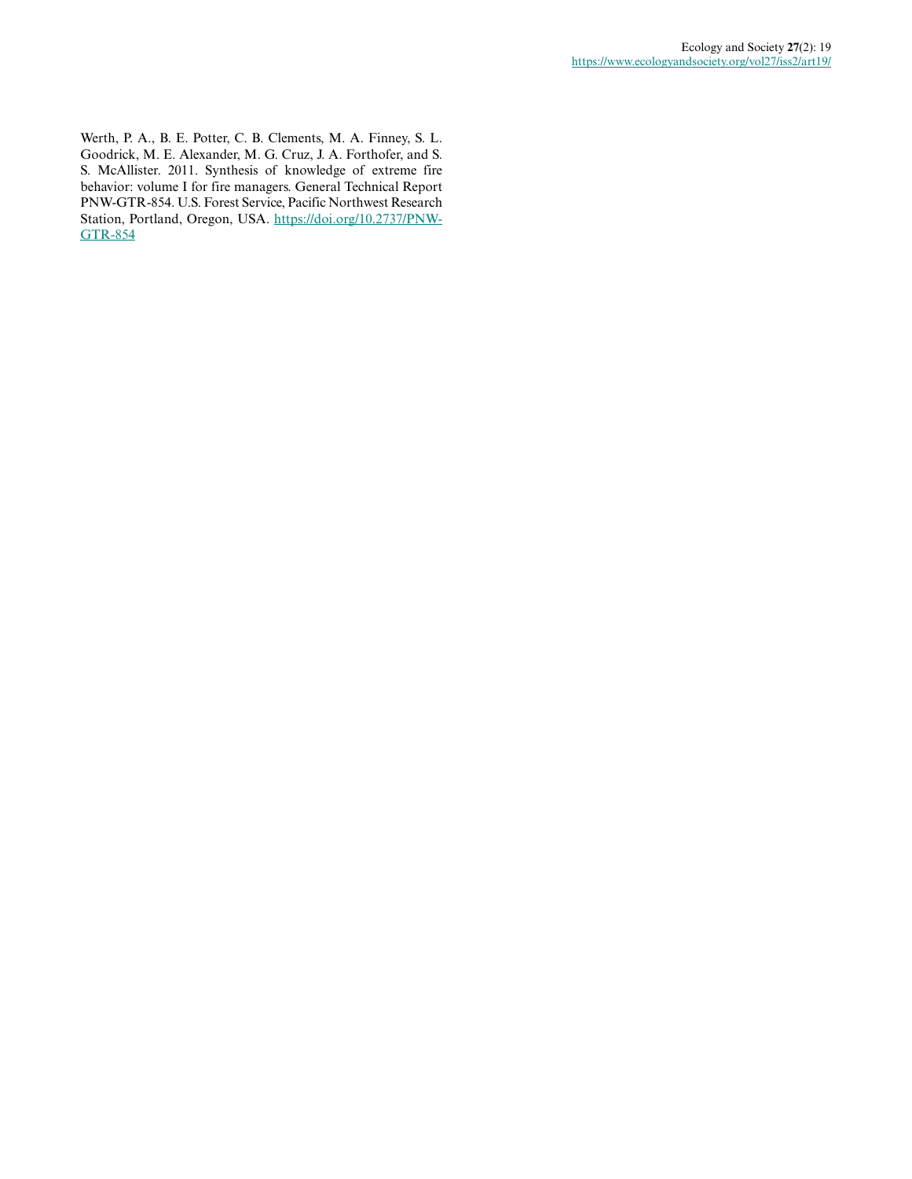Werth, P. A., B. E. Potter, C. B. Clements, M. A. Finney, S. L. Goodrick, M. E. Alexander, M. G. Cruz, J. A. Forthofer, and S. S. McAllister. 2011. Synthesis of knowledge of extreme fire behavior: volume I for fire managers. General Technical Report PNW-GTR-854. U.S. Forest Service, Pacific Northwest Research Station, Portland, Oregon, USA. https://doi.org/10.2737/PNW-GTR-854